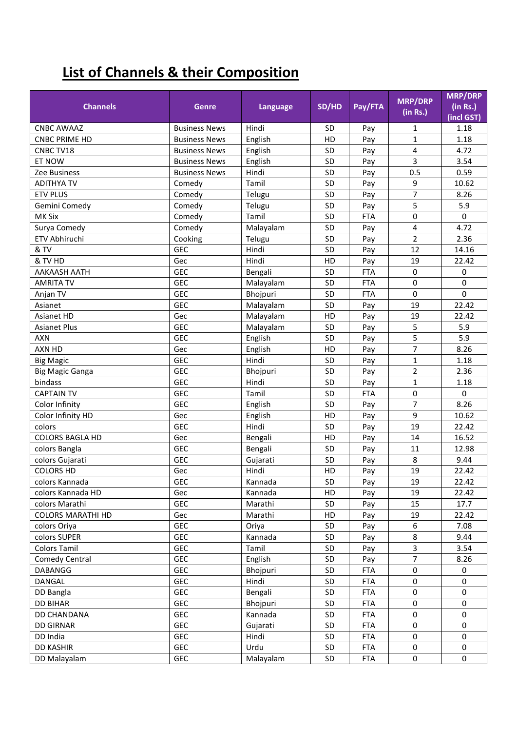# List of Channels & their Composition

| Channels | Genre | Language | SD/HD | Pay/FTA | MRP/DRP (in Rs.) | MRP/DRP (in Rs.) (incl GST) |
|---|---|---|---|---|---|---|
| CNBC AWAAZ | Business News | Hindi | SD | Pay | 1 | 1.18 |
| CNBC PRIME HD | Business News | English | HD | Pay | 1 | 1.18 |
| CNBC TV18 | Business News | English | SD | Pay | 4 | 4.72 |
| ET NOW | Business News | English | SD | Pay | 3 | 3.54 |
| Zee Business | Business News | Hindi | SD | Pay | 0.5 | 0.59 |
| ADITHYA TV | Comedy | Tamil | SD | Pay | 9 | 10.62 |
| ETV PLUS | Comedy | Telugu | SD | Pay | 7 | 8.26 |
| Gemini Comedy | Comedy | Telugu | SD | Pay | 5 | 5.9 |
| MK Six | Comedy | Tamil | SD | FTA | 0 | 0 |
| Surya Comedy | Comedy | Malayalam | SD | Pay | 4 | 4.72 |
| ETV Abhiruchi | Cooking | Telugu | SD | Pay | 2 | 2.36 |
| & TV | GEC | Hindi | SD | Pay | 12 | 14.16 |
| & TV HD | Gec | Hindi | HD | Pay | 19 | 22.42 |
| AAKAASH AATH | GEC | Bengali | SD | FTA | 0 | 0 |
| AMRITA TV | GEC | Malayalam | SD | FTA | 0 | 0 |
| Anjan TV | GEC | Bhojpuri | SD | FTA | 0 | 0 |
| Asianet | GEC | Malayalam | SD | Pay | 19 | 22.42 |
| Asianet HD | Gec | Malayalam | HD | Pay | 19 | 22.42 |
| Asianet Plus | GEC | Malayalam | SD | Pay | 5 | 5.9 |
| AXN | GEC | English | SD | Pay | 5 | 5.9 |
| AXN HD | Gec | English | HD | Pay | 7 | 8.26 |
| Big Magic | GEC | Hindi | SD | Pay | 1 | 1.18 |
| Big Magic Ganga | GEC | Bhojpuri | SD | Pay | 2 | 2.36 |
| bindass | GEC | Hindi | SD | Pay | 1 | 1.18 |
| CAPTAIN TV | GEC | Tamil | SD | FTA | 0 | 0 |
| Color Infinity | GEC | English | SD | Pay | 7 | 8.26 |
| Color Infinity HD | Gec | English | HD | Pay | 9 | 10.62 |
| colors | GEC | Hindi | SD | Pay | 19 | 22.42 |
| COLORS BAGLA HD | Gec | Bengali | HD | Pay | 14 | 16.52 |
| colors Bangla | GEC | Bengali | SD | Pay | 11 | 12.98 |
| colors Gujarati | GEC | Gujarati | SD | Pay | 8 | 9.44 |
| COLORS HD | Gec | Hindi | HD | Pay | 19 | 22.42 |
| colors Kannada | GEC | Kannada | SD | Pay | 19 | 22.42 |
| colors Kannada HD | Gec | Kannada | HD | Pay | 19 | 22.42 |
| colors Marathi | GEC | Marathi | SD | Pay | 15 | 17.7 |
| COLORS MARATHI HD | Gec | Marathi | HD | Pay | 19 | 22.42 |
| colors Oriya | GEC | Oriya | SD | Pay | 6 | 7.08 |
| colors SUPER | GEC | Kannada | SD | Pay | 8 | 9.44 |
| Colors Tamil | GEC | Tamil | SD | Pay | 3 | 3.54 |
| Comedy Central | GEC | English | SD | Pay | 7 | 8.26 |
| DABANGG | GEC | Bhojpuri | SD | FTA | 0 | 0 |
| DANGAL | GEC | Hindi | SD | FTA | 0 | 0 |
| DD Bangla | GEC | Bengali | SD | FTA | 0 | 0 |
| DD BIHAR | GEC | Bhojpuri | SD | FTA | 0 | 0 |
| DD CHANDANA | GEC | Kannada | SD | FTA | 0 | 0 |
| DD GIRNAR | GEC | Gujarati | SD | FTA | 0 | 0 |
| DD India | GEC | Hindi | SD | FTA | 0 | 0 |
| DD KASHIR | GEC | Urdu | SD | FTA | 0 | 0 |
| DD Malayalam | GEC | Malayalam | SD | FTA | 0 | 0 |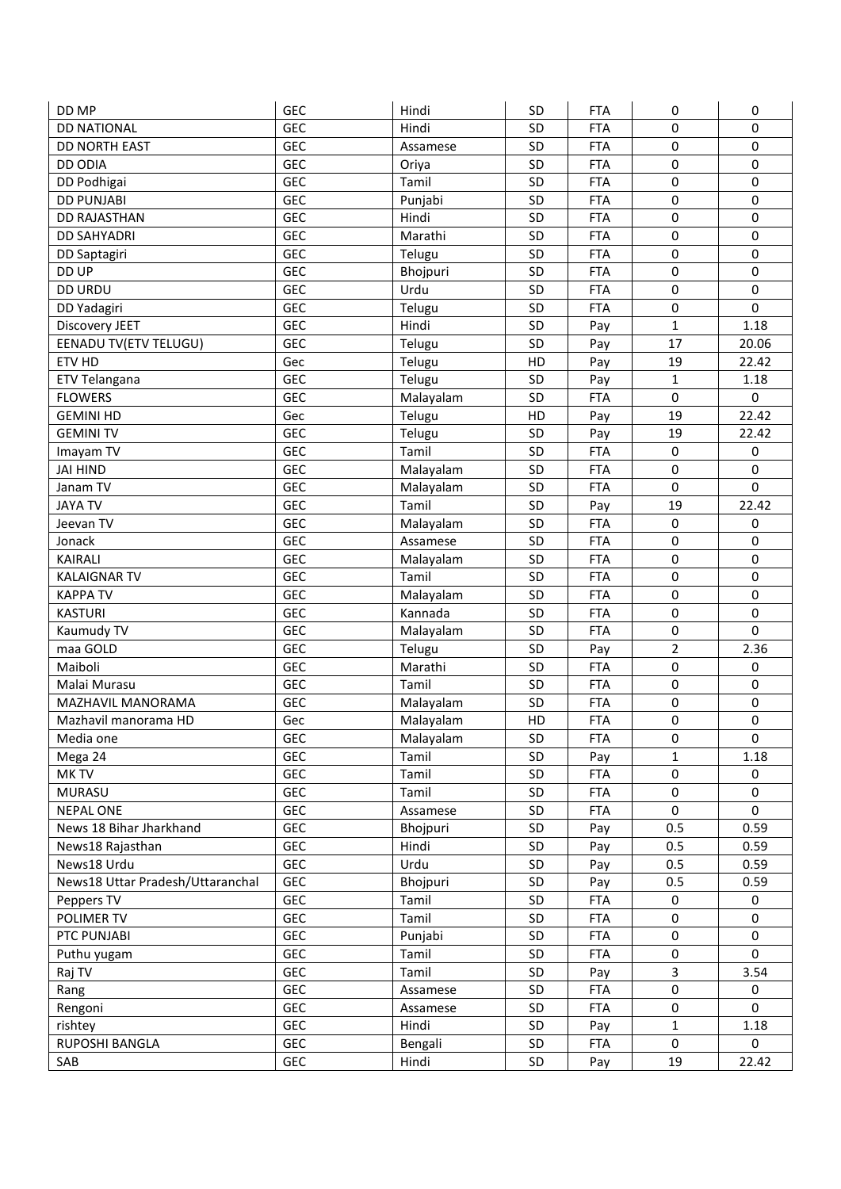| DD MP | GEC | Hindi | SD | FTA | 0 | 0 |
|---|---|---|---|---|---|---|
| DD NATIONAL | GEC | Hindi | SD | FTA | 0 | 0 |
| DD NORTH EAST | GEC | Assamese | SD | FTA | 0 | 0 |
| DD ODIA | GEC | Oriya | SD | FTA | 0 | 0 |
| DD Podhigai | GEC | Tamil | SD | FTA | 0 | 0 |
| DD PUNJABI | GEC | Punjabi | SD | FTA | 0 | 0 |
| DD RAJASTHAN | GEC | Hindi | SD | FTA | 0 | 0 |
| DD SAHYADRI | GEC | Marathi | SD | FTA | 0 | 0 |
| DD Saptagiri | GEC | Telugu | SD | FTA | 0 | 0 |
| DD UP | GEC | Bhojpuri | SD | FTA | 0 | 0 |
| DD URDU | GEC | Urdu | SD | FTA | 0 | 0 |
| DD Yadagiri | GEC | Telugu | SD | FTA | 0 | 0 |
| Discovery JEET | GEC | Hindi | SD | Pay | 1 | 1.18 |
| EENADU TV(ETV TELUGU) | GEC | Telugu | SD | Pay | 17 | 20.06 |
| ETV HD | Gec | Telugu | HD | Pay | 19 | 22.42 |
| ETV Telangana | GEC | Telugu | SD | Pay | 1 | 1.18 |
| FLOWERS | GEC | Malayalam | SD | FTA | 0 | 0 |
| GEMINI HD | Gec | Telugu | HD | Pay | 19 | 22.42 |
| GEMINI TV | GEC | Telugu | SD | Pay | 19 | 22.42 |
| Imayam TV | GEC | Tamil | SD | FTA | 0 | 0 |
| JAI HIND | GEC | Malayalam | SD | FTA | 0 | 0 |
| Janam TV | GEC | Malayalam | SD | FTA | 0 | 0 |
| JAYA TV | GEC | Tamil | SD | Pay | 19 | 22.42 |
| Jeevan TV | GEC | Malayalam | SD | FTA | 0 | 0 |
| Jonack | GEC | Assamese | SD | FTA | 0 | 0 |
| KAIRALI | GEC | Malayalam | SD | FTA | 0 | 0 |
| KALAIGNAR TV | GEC | Tamil | SD | FTA | 0 | 0 |
| KAPPA TV | GEC | Malayalam | SD | FTA | 0 | 0 |
| KASTURI | GEC | Kannada | SD | FTA | 0 | 0 |
| Kaumudy TV | GEC | Malayalam | SD | FTA | 0 | 0 |
| maa GOLD | GEC | Telugu | SD | Pay | 2 | 2.36 |
| Maiboli | GEC | Marathi | SD | FTA | 0 | 0 |
| Malai Murasu | GEC | Tamil | SD | FTA | 0 | 0 |
| MAZHAVIL MANORAMA | GEC | Malayalam | SD | FTA | 0 | 0 |
| Mazhavil manorama HD | Gec | Malayalam | HD | FTA | 0 | 0 |
| Media one | GEC | Malayalam | SD | FTA | 0 | 0 |
| Mega 24 | GEC | Tamil | SD | Pay | 1 | 1.18 |
| MK TV | GEC | Tamil | SD | FTA | 0 | 0 |
| MURASU | GEC | Tamil | SD | FTA | 0 | 0 |
| NEPAL ONE | GEC | Assamese | SD | FTA | 0 | 0 |
| News 18 Bihar Jharkhand | GEC | Bhojpuri | SD | Pay | 0.5 | 0.59 |
| News18 Rajasthan | GEC | Hindi | SD | Pay | 0.5 | 0.59 |
| News18 Urdu | GEC | Urdu | SD | Pay | 0.5 | 0.59 |
| News18 Uttar Pradesh/Uttaranchal | GEC | Bhojpuri | SD | Pay | 0.5 | 0.59 |
| Peppers TV | GEC | Tamil | SD | FTA | 0 | 0 |
| POLIMER TV | GEC | Tamil | SD | FTA | 0 | 0 |
| PTC PUNJABI | GEC | Punjabi | SD | FTA | 0 | 0 |
| Puthu yugam | GEC | Tamil | SD | FTA | 0 | 0 |
| Raj TV | GEC | Tamil | SD | Pay | 3 | 3.54 |
| Rang | GEC | Assamese | SD | FTA | 0 | 0 |
| Rengoni | GEC | Assamese | SD | FTA | 0 | 0 |
| rishtey | GEC | Hindi | SD | Pay | 1 | 1.18 |
| RUPOSHI BANGLA | GEC | Bengali | SD | FTA | 0 | 0 |
| SAB | GEC | Hindi | SD | Pay | 19 | 22.42 |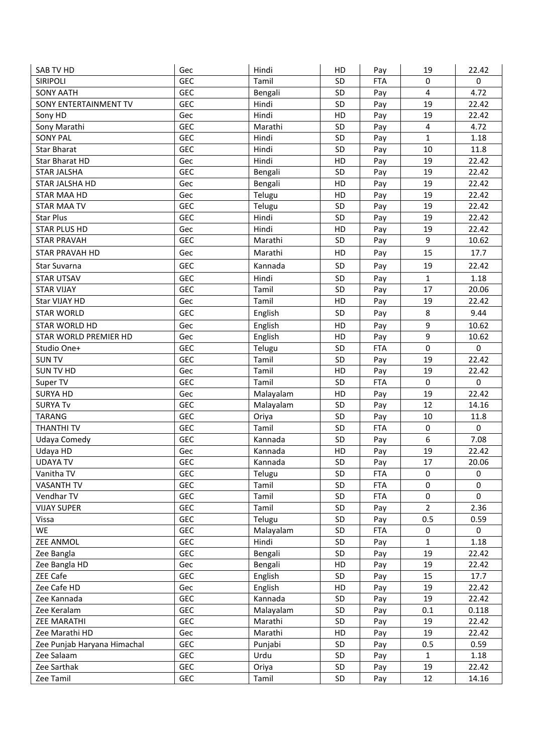| SAB TV HD | Gec | Hindi | HD | Pay | 19 | 22.42 |
|---|---|---|---|---|---|---|
| SIRIPOLI | GEC | Tamil | SD | FTA | 0 | 0 |
| SONY AATH | GEC | Bengali | SD | Pay | 4 | 4.72 |
| SONY ENTERTAINMENT TV | GEC | Hindi | SD | Pay | 19 | 22.42 |
| Sony HD | Gec | Hindi | HD | Pay | 19 | 22.42 |
| Sony Marathi | GEC | Marathi | SD | Pay | 4 | 4.72 |
| SONY PAL | GEC | Hindi | SD | Pay | 1 | 1.18 |
| Star Bharat | GEC | Hindi | SD | Pay | 10 | 11.8 |
| Star Bharat HD | Gec | Hindi | HD | Pay | 19 | 22.42 |
| STAR JALSHA | GEC | Bengali | SD | Pay | 19 | 22.42 |
| STAR JALSHA HD | Gec | Bengali | HD | Pay | 19 | 22.42 |
| STAR MAA HD | Gec | Telugu | HD | Pay | 19 | 22.42 |
| STAR MAA TV | GEC | Telugu | SD | Pay | 19 | 22.42 |
| Star Plus | GEC | Hindi | SD | Pay | 19 | 22.42 |
| STAR PLUS HD | Gec | Hindi | HD | Pay | 19 | 22.42 |
| STAR PRAVAH | GEC | Marathi | SD | Pay | 9 | 10.62 |
| STAR PRAVAH HD | Gec | Marathi | HD | Pay | 15 | 17.7 |
| Star Suvarna | GEC | Kannada | SD | Pay | 19 | 22.42 |
| STAR UTSAV | GEC | Hindi | SD | Pay | 1 | 1.18 |
| STAR VIJAY | GEC | Tamil | SD | Pay | 17 | 20.06 |
| Star VIJAY HD | Gec | Tamil | HD | Pay | 19 | 22.42 |
| STAR WORLD | GEC | English | SD | Pay | 8 | 9.44 |
| STAR WORLD HD | Gec | English | HD | Pay | 9 | 10.62 |
| STAR WORLD PREMIER HD | Gec | English | HD | Pay | 9 | 10.62 |
| Studio One+ | GEC | Telugu | SD | FTA | 0 | 0 |
| SUN TV | GEC | Tamil | SD | Pay | 19 | 22.42 |
| SUN TV HD | Gec | Tamil | HD | Pay | 19 | 22.42 |
| Super TV | GEC | Tamil | SD | FTA | 0 | 0 |
| SURYA HD | Gec | Malayalam | HD | Pay | 19 | 22.42 |
| SURYA Tv | GEC | Malayalam | SD | Pay | 12 | 14.16 |
| TARANG | GEC | Oriya | SD | Pay | 10 | 11.8 |
| THANTHI TV | GEC | Tamil | SD | FTA | 0 | 0 |
| Udaya Comedy | GEC | Kannada | SD | Pay | 6 | 7.08 |
| Udaya HD | Gec | Kannada | HD | Pay | 19 | 22.42 |
| UDAYA TV | GEC | Kannada | SD | Pay | 17 | 20.06 |
| Vanitha TV | GEC | Telugu | SD | FTA | 0 | 0 |
| VASANTH TV | GEC | Tamil | SD | FTA | 0 | 0 |
| Vendhar TV | GEC | Tamil | SD | FTA | 0 | 0 |
| VIJAY SUPER | GEC | Tamil | SD | Pay | 2 | 2.36 |
| Vissa | GEC | Telugu | SD | Pay | 0.5 | 0.59 |
| WE | GEC | Malayalam | SD | FTA | 0 | 0 |
| ZEE ANMOL | GEC | Hindi | SD | Pay | 1 | 1.18 |
| Zee Bangla | GEC | Bengali | SD | Pay | 19 | 22.42 |
| Zee Bangla HD | Gec | Bengali | HD | Pay | 19 | 22.42 |
| ZEE Cafe | GEC | English | SD | Pay | 15 | 17.7 |
| Zee Cafe HD | Gec | English | HD | Pay | 19 | 22.42 |
| Zee Kannada | GEC | Kannada | SD | Pay | 19 | 22.42 |
| Zee Keralam | GEC | Malayalam | SD | Pay | 0.1 | 0.118 |
| ZEE MARATHI | GEC | Marathi | SD | Pay | 19 | 22.42 |
| Zee Marathi HD | Gec | Marathi | HD | Pay | 19 | 22.42 |
| Zee Punjab Haryana Himachal | GEC | Punjabi | SD | Pay | 0.5 | 0.59 |
| Zee Salaam | GEC | Urdu | SD | Pay | 1 | 1.18 |
| Zee Sarthak | GEC | Oriya | SD | Pay | 19 | 22.42 |
| Zee Tamil | GEC | Tamil | SD | Pay | 12 | 14.16 |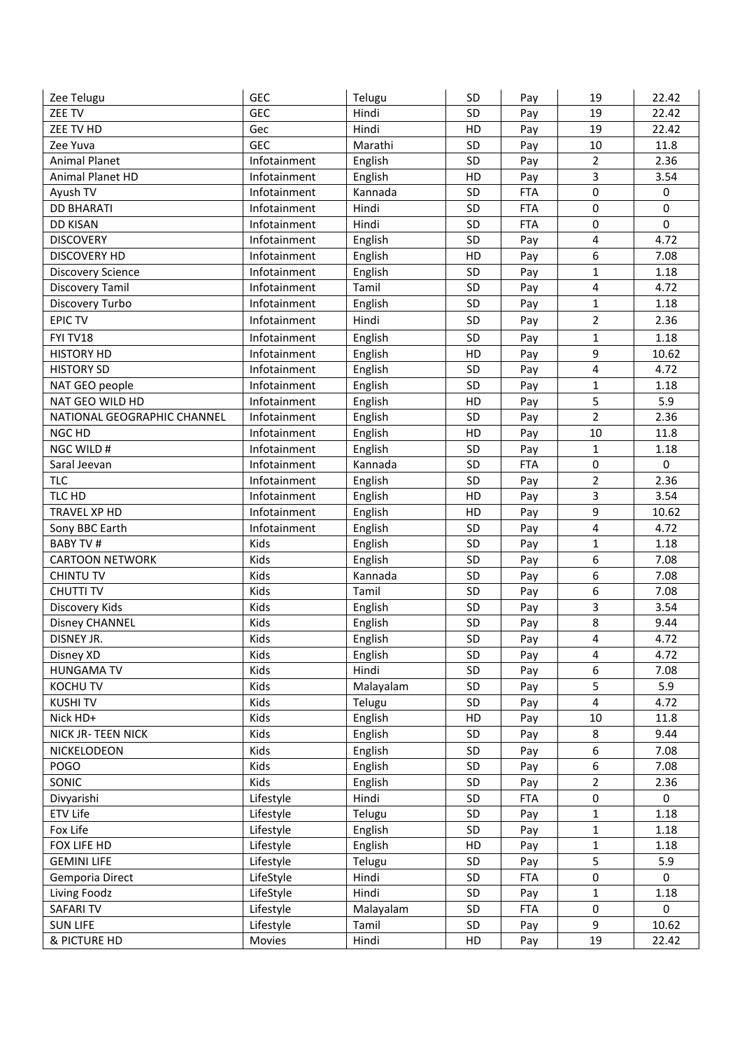| | | | | | | |
|---|---|---|---|---|---|---|
| Zee Telugu | GEC | Telugu | SD | Pay | 19 | 22.42 |
| ZEE TV | GEC | Hindi | SD | Pay | 19 | 22.42 |
| ZEE TV HD | Gec | Hindi | HD | Pay | 19 | 22.42 |
| Zee Yuva | GEC | Marathi | SD | Pay | 10 | 11.8 |
| Animal Planet | Infotainment | English | SD | Pay | 2 | 2.36 |
| Animal Planet HD | Infotainment | English | HD | Pay | 3 | 3.54 |
| Ayush TV | Infotainment | Kannada | SD | FTA | 0 | 0 |
| DD BHARATI | Infotainment | Hindi | SD | FTA | 0 | 0 |
| DD KISAN | Infotainment | Hindi | SD | FTA | 0 | 0 |
| DISCOVERY | Infotainment | English | SD | Pay | 4 | 4.72 |
| DISCOVERY HD | Infotainment | English | HD | Pay | 6 | 7.08 |
| Discovery Science | Infotainment | English | SD | Pay | 1 | 1.18 |
| Discovery Tamil | Infotainment | Tamil | SD | Pay | 4 | 4.72 |
| Discovery Turbo | Infotainment | English | SD | Pay | 1 | 1.18 |
| EPIC TV | Infotainment | Hindi | SD | Pay | 2 | 2.36 |
| FYI TV18 | Infotainment | English | SD | Pay | 1 | 1.18 |
| HISTORY HD | Infotainment | English | HD | Pay | 9 | 10.62 |
| HISTORY SD | Infotainment | English | SD | Pay | 4 | 4.72 |
| NAT GEO people | Infotainment | English | SD | Pay | 1 | 1.18 |
| NAT GEO WILD HD | Infotainment | English | HD | Pay | 5 | 5.9 |
| NATIONAL GEOGRAPHIC CHANNEL | Infotainment | English | SD | Pay | 2 | 2.36 |
| NGC HD | Infotainment | English | HD | Pay | 10 | 11.8 |
| NGC WILD # | Infotainment | English | SD | Pay | 1 | 1.18 |
| Saral Jeevan | Infotainment | Kannada | SD | FTA | 0 | 0 |
| TLC | Infotainment | English | SD | Pay | 2 | 2.36 |
| TLC HD | Infotainment | English | HD | Pay | 3 | 3.54 |
| TRAVEL XP HD | Infotainment | English | HD | Pay | 9 | 10.62 |
| Sony BBC Earth | Infotainment | English | SD | Pay | 4 | 4.72 |
| BABY TV # | Kids | English | SD | Pay | 1 | 1.18 |
| CARTOON NETWORK | Kids | English | SD | Pay | 6 | 7.08 |
| CHINTU TV | Kids | Kannada | SD | Pay | 6 | 7.08 |
| CHUTTI TV | Kids | Tamil | SD | Pay | 6 | 7.08 |
| Discovery Kids | Kids | English | SD | Pay | 3 | 3.54 |
| Disney CHANNEL | Kids | English | SD | Pay | 8 | 9.44 |
| DISNEY JR. | Kids | English | SD | Pay | 4 | 4.72 |
| Disney XD | Kids | English | SD | Pay | 4 | 4.72 |
| HUNGAMA TV | Kids | Hindi | SD | Pay | 6 | 7.08 |
| KOCHU TV | Kids | Malayalam | SD | Pay | 5 | 5.9 |
| KUSHI TV | Kids | Telugu | SD | Pay | 4 | 4.72 |
| Nick HD+ | Kids | English | HD | Pay | 10 | 11.8 |
| NICK JR- TEEN NICK | Kids | English | SD | Pay | 8 | 9.44 |
| NICKELODEON | Kids | English | SD | Pay | 6 | 7.08 |
| POGO | Kids | English | SD | Pay | 6 | 7.08 |
| SONIC | Kids | English | SD | Pay | 2 | 2.36 |
| Divyarishi | Lifestyle | Hindi | SD | FTA | 0 | 0 |
| ETV Life | Lifestyle | Telugu | SD | Pay | 1 | 1.18 |
| Fox Life | Lifestyle | English | SD | Pay | 1 | 1.18 |
| FOX LIFE HD | Lifestyle | English | HD | Pay | 1 | 1.18 |
| GEMINI LIFE | Lifestyle | Telugu | SD | Pay | 5 | 5.9 |
| Gemporia Direct | LifeStyle | Hindi | SD | FTA | 0 | 0 |
| Living Foodz | LifeStyle | Hindi | SD | Pay | 1 | 1.18 |
| SAFARI TV | Lifestyle | Malayalam | SD | FTA | 0 | 0 |
| SUN LIFE | Lifestyle | Tamil | SD | Pay | 9 | 10.62 |
| & PICTURE HD | Movies | Hindi | HD | Pay | 19 | 22.42 |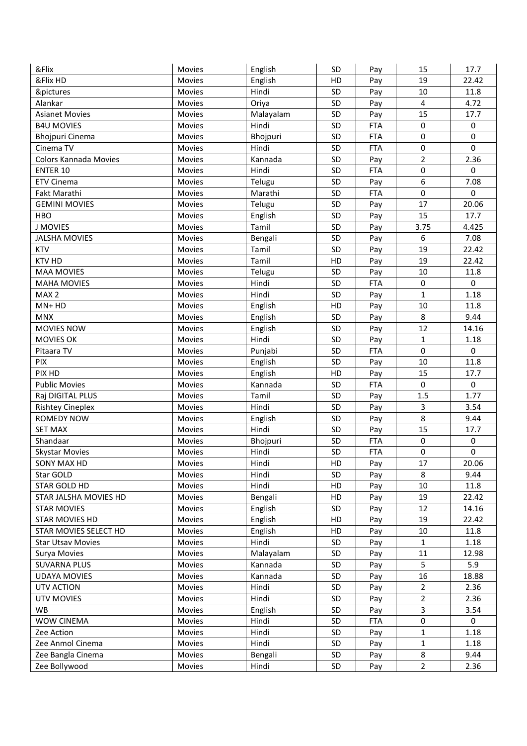| &Flix | Movies | English | SD | Pay | 15 | 17.7 |
|---|---|---|---|---|---|---|
| &Flix HD | Movies | English | HD | Pay | 19 | 22.42 |
| &pictures | Movies | Hindi | SD | Pay | 10 | 11.8 |
| Alankar | Movies | Oriya | SD | Pay | 4 | 4.72 |
| Asianet Movies | Movies | Malayalam | SD | Pay | 15 | 17.7 |
| B4U MOVIES | Movies | Hindi | SD | FTA | 0 | 0 |
| Bhojpuri Cinema | Movies | Bhojpuri | SD | FTA | 0 | 0 |
| Cinema TV | Movies | Hindi | SD | FTA | 0 | 0 |
| Colors Kannada Movies | Movies | Kannada | SD | Pay | 2 | 2.36 |
| ENTER 10 | Movies | Hindi | SD | FTA | 0 | 0 |
| ETV Cinema | Movies | Telugu | SD | Pay | 6 | 7.08 |
| Fakt Marathi | Movies | Marathi | SD | FTA | 0 | 0 |
| GEMINI MOVIES | Movies | Telugu | SD | Pay | 17 | 20.06 |
| HBO | Movies | English | SD | Pay | 15 | 17.7 |
| J MOVIES | Movies | Tamil | SD | Pay | 3.75 | 4.425 |
| JALSHA MOVIES | Movies | Bengali | SD | Pay | 6 | 7.08 |
| KTV | Movies | Tamil | SD | Pay | 19 | 22.42 |
| KTV HD | Movies | Tamil | HD | Pay | 19 | 22.42 |
| MAA MOVIES | Movies | Telugu | SD | Pay | 10 | 11.8 |
| MAHA MOVIES | Movies | Hindi | SD | FTA | 0 | 0 |
| MAX 2 | Movies | Hindi | SD | Pay | 1 | 1.18 |
| MN+ HD | Movies | English | HD | Pay | 10 | 11.8 |
| MNX | Movies | English | SD | Pay | 8 | 9.44 |
| MOVIES NOW | Movies | English | SD | Pay | 12 | 14.16 |
| MOVIES OK | Movies | Hindi | SD | Pay | 1 | 1.18 |
| Pitaara TV | Movies | Punjabi | SD | FTA | 0 | 0 |
| PIX | Movies | English | SD | Pay | 10 | 11.8 |
| PIX HD | Movies | English | HD | Pay | 15 | 17.7 |
| Public Movies | Movies | Kannada | SD | FTA | 0 | 0 |
| Raj DIGITAL PLUS | Movies | Tamil | SD | Pay | 1.5 | 1.77 |
| Rishtey Cineplex | Movies | Hindi | SD | Pay | 3 | 3.54 |
| ROMEDY NOW | Movies | English | SD | Pay | 8 | 9.44 |
| SET MAX | Movies | Hindi | SD | Pay | 15 | 17.7 |
| Shandaar | Movies | Bhojpuri | SD | FTA | 0 | 0 |
| Skystar Movies | Movies | Hindi | SD | FTA | 0 | 0 |
| SONY MAX HD | Movies | Hindi | HD | Pay | 17 | 20.06 |
| Star GOLD | Movies | Hindi | SD | Pay | 8 | 9.44 |
| STAR GOLD HD | Movies | Hindi | HD | Pay | 10 | 11.8 |
| STAR JALSHA MOVIES HD | Movies | Bengali | HD | Pay | 19 | 22.42 |
| STAR MOVIES | Movies | English | SD | Pay | 12 | 14.16 |
| STAR MOVIES HD | Movies | English | HD | Pay | 19 | 22.42 |
| STAR MOVIES SELECT HD | Movies | English | HD | Pay | 10 | 11.8 |
| Star Utsav Movies | Movies | Hindi | SD | Pay | 1 | 1.18 |
| Surya Movies | Movies | Malayalam | SD | Pay | 11 | 12.98 |
| SUVARNA PLUS | Movies | Kannada | SD | Pay | 5 | 5.9 |
| UDAYA MOVIES | Movies | Kannada | SD | Pay | 16 | 18.88 |
| UTV ACTION | Movies | Hindi | SD | Pay | 2 | 2.36 |
| UTV MOVIES | Movies | Hindi | SD | Pay | 2 | 2.36 |
| WB | Movies | English | SD | Pay | 3 | 3.54 |
| WOW CINEMA | Movies | Hindi | SD | FTA | 0 | 0 |
| Zee Action | Movies | Hindi | SD | Pay | 1 | 1.18 |
| Zee Anmol Cinema | Movies | Hindi | SD | Pay | 1 | 1.18 |
| Zee Bangla Cinema | Movies | Bengali | SD | Pay | 8 | 9.44 |
| Zee Bollywood | Movies | Hindi | SD | Pay | 2 | 2.36 |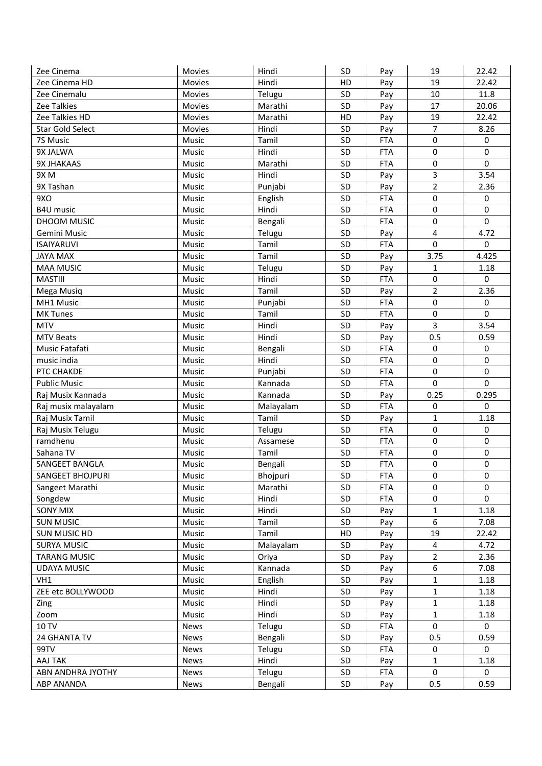| Zee Cinema | Movies | Hindi | SD | Pay | 19 | 22.42 |
|---|---|---|---|---|---|---|
| Zee Cinema HD | Movies | Hindi | HD | Pay | 19 | 22.42 |
| Zee Cinemalu | Movies | Telugu | SD | Pay | 10 | 11.8 |
| Zee Talkies | Movies | Marathi | SD | Pay | 17 | 20.06 |
| Zee Talkies HD | Movies | Marathi | HD | Pay | 19 | 22.42 |
| Star Gold Select | Movies | Hindi | SD | Pay | 7 | 8.26 |
| 7S Music | Music | Tamil | SD | FTA | 0 | 0 |
| 9X JALWA | Music | Hindi | SD | FTA | 0 | 0 |
| 9X JHAKAAS | Music | Marathi | SD | FTA | 0 | 0 |
| 9X M | Music | Hindi | SD | Pay | 3 | 3.54 |
| 9X Tashan | Music | Punjabi | SD | Pay | 2 | 2.36 |
| 9XO | Music | English | SD | FTA | 0 | 0 |
| B4U music | Music | Hindi | SD | FTA | 0 | 0 |
| DHOOM MUSIC | Music | Bengali | SD | FTA | 0 | 0 |
| Gemini Music | Music | Telugu | SD | Pay | 4 | 4.72 |
| ISAIYARUVI | Music | Tamil | SD | FTA | 0 | 0 |
| JAYA MAX | Music | Tamil | SD | Pay | 3.75 | 4.425 |
| MAA MUSIC | Music | Telugu | SD | Pay | 1 | 1.18 |
| MASTIII | Music | Hindi | SD | FTA | 0 | 0 |
| Mega Musiq | Music | Tamil | SD | Pay | 2 | 2.36 |
| MH1 Music | Music | Punjabi | SD | FTA | 0 | 0 |
| MK Tunes | Music | Tamil | SD | FTA | 0 | 0 |
| MTV | Music | Hindi | SD | Pay | 3 | 3.54 |
| MTV Beats | Music | Hindi | SD | Pay | 0.5 | 0.59 |
| Music Fatafati | Music | Bengali | SD | FTA | 0 | 0 |
| music india | Music | Hindi | SD | FTA | 0 | 0 |
| PTC CHAKDE | Music | Punjabi | SD | FTA | 0 | 0 |
| Public Music | Music | Kannada | SD | FTA | 0 | 0 |
| Raj Musix Kannada | Music | Kannada | SD | Pay | 0.25 | 0.295 |
| Raj musix malayalam | Music | Malayalam | SD | FTA | 0 | 0 |
| Raj Musix Tamil | Music | Tamil | SD | Pay | 1 | 1.18 |
| Raj Musix Telugu | Music | Telugu | SD | FTA | 0 | 0 |
| ramdhenu | Music | Assamese | SD | FTA | 0 | 0 |
| Sahana TV | Music | Tamil | SD | FTA | 0 | 0 |
| SANGEET BANGLA | Music | Bengali | SD | FTA | 0 | 0 |
| SANGEET BHOJPURI | Music | Bhojpuri | SD | FTA | 0 | 0 |
| Sangeet Marathi | Music | Marathi | SD | FTA | 0 | 0 |
| Songdew | Music | Hindi | SD | FTA | 0 | 0 |
| SONY MIX | Music | Hindi | SD | Pay | 1 | 1.18 |
| SUN MUSIC | Music | Tamil | SD | Pay | 6 | 7.08 |
| SUN MUSIC HD | Music | Tamil | HD | Pay | 19 | 22.42 |
| SURYA MUSIC | Music | Malayalam | SD | Pay | 4 | 4.72 |
| TARANG MUSIC | Music | Oriya | SD | Pay | 2 | 2.36 |
| UDAYA MUSIC | Music | Kannada | SD | Pay | 6 | 7.08 |
| VH1 | Music | English | SD | Pay | 1 | 1.18 |
| ZEE etc BOLLYWOOD | Music | Hindi | SD | Pay | 1 | 1.18 |
| Zing | Music | Hindi | SD | Pay | 1 | 1.18 |
| Zoom | Music | Hindi | SD | Pay | 1 | 1.18 |
| 10 TV | News | Telugu | SD | FTA | 0 | 0 |
| 24 GHANTA TV | News | Bengali | SD | Pay | 0.5 | 0.59 |
| 99TV | News | Telugu | SD | FTA | 0 | 0 |
| AAJ TAK | News | Hindi | SD | Pay | 1 | 1.18 |
| ABN ANDHRA JYOTHY | News | Telugu | SD | FTA | 0 | 0 |
| ABP ANANDA | News | Bengali | SD | Pay | 0.5 | 0.59 |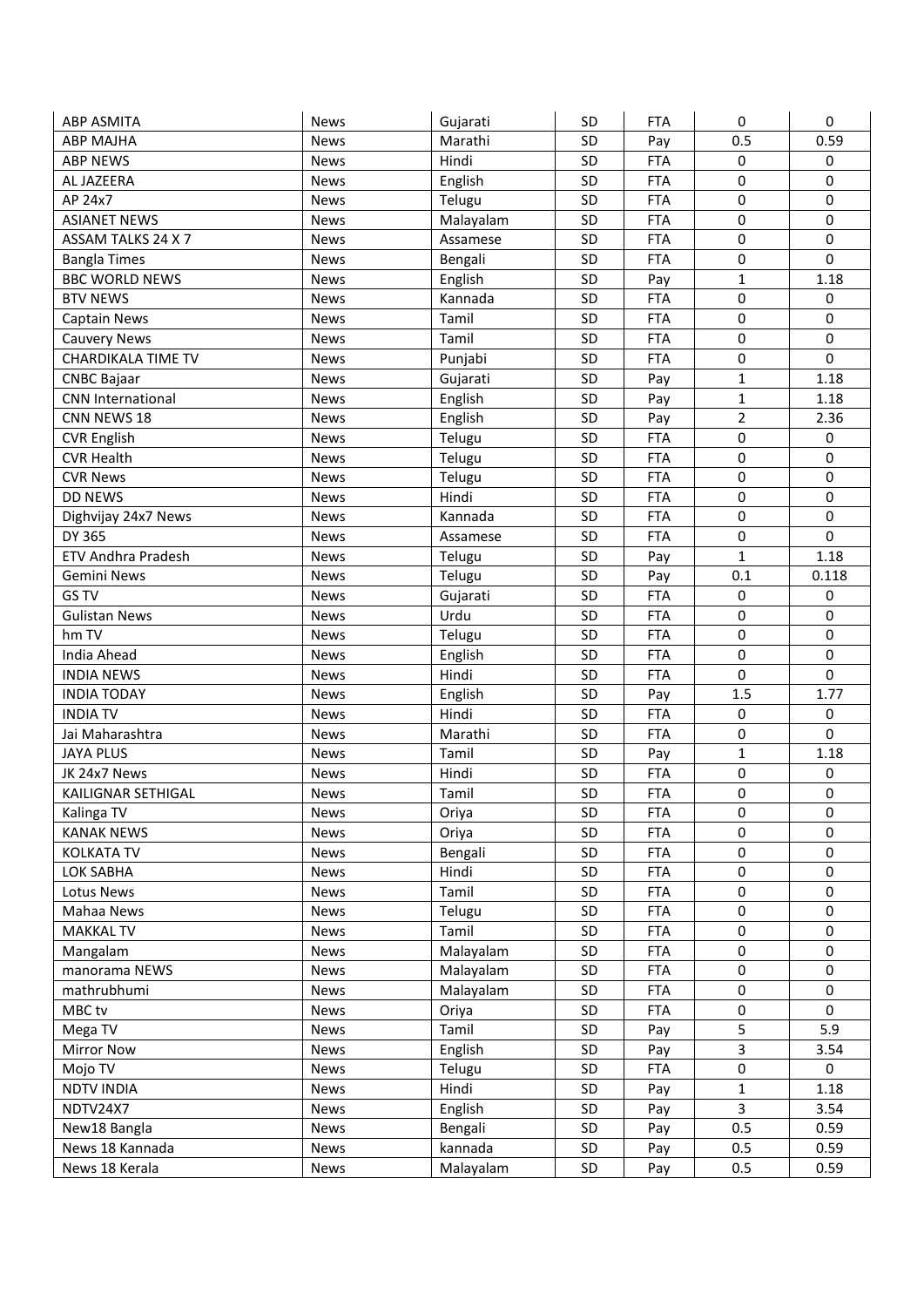| ABP ASMITA | News | Gujarati | SD | FTA | 0 | 0 |
|---|---|---|---|---|---|---|
| ABP MAJHA | News | Marathi | SD | Pay | 0.5 | 0.59 |
| ABP NEWS | News | Hindi | SD | FTA | 0 | 0 |
| AL JAZEERA | News | English | SD | FTA | 0 | 0 |
| AP 24x7 | News | Telugu | SD | FTA | 0 | 0 |
| ASIANET NEWS | News | Malayalam | SD | FTA | 0 | 0 |
| ASSAM TALKS 24 X 7 | News | Assamese | SD | FTA | 0 | 0 |
| Bangla Times | News | Bengali | SD | FTA | 0 | 0 |
| BBC WORLD NEWS | News | English | SD | Pay | 1 | 1.18 |
| BTV NEWS | News | Kannada | SD | FTA | 0 | 0 |
| Captain News | News | Tamil | SD | FTA | 0 | 0 |
| Cauvery News | News | Tamil | SD | FTA | 0 | 0 |
| CHARDIKALA TIME TV | News | Punjabi | SD | FTA | 0 | 0 |
| CNBC Bajaar | News | Gujarati | SD | Pay | 1 | 1.18 |
| CNN International | News | English | SD | Pay | 1 | 1.18 |
| CNN NEWS 18 | News | English | SD | Pay | 2 | 2.36 |
| CVR English | News | Telugu | SD | FTA | 0 | 0 |
| CVR Health | News | Telugu | SD | FTA | 0 | 0 |
| CVR News | News | Telugu | SD | FTA | 0 | 0 |
| DD NEWS | News | Hindi | SD | FTA | 0 | 0 |
| Dighvijay 24x7 News | News | Kannada | SD | FTA | 0 | 0 |
| DY 365 | News | Assamese | SD | FTA | 0 | 0 |
| ETV Andhra Pradesh | News | Telugu | SD | Pay | 1 | 1.18 |
| Gemini News | News | Telugu | SD | Pay | 0.1 | 0.118 |
| GS TV | News | Gujarati | SD | FTA | 0 | 0 |
| Gulistan News | News | Urdu | SD | FTA | 0 | 0 |
| hm TV | News | Telugu | SD | FTA | 0 | 0 |
| India Ahead | News | English | SD | FTA | 0 | 0 |
| INDIA NEWS | News | Hindi | SD | FTA | 0 | 0 |
| INDIA TODAY | News | English | SD | Pay | 1.5 | 1.77 |
| INDIA TV | News | Hindi | SD | FTA | 0 | 0 |
| Jai Maharashtra | News | Marathi | SD | FTA | 0 | 0 |
| JAYA PLUS | News | Tamil | SD | Pay | 1 | 1.18 |
| JK 24x7 News | News | Hindi | SD | FTA | 0 | 0 |
| KAILIGNAR SETHIGAL | News | Tamil | SD | FTA | 0 | 0 |
| Kalinga TV | News | Oriya | SD | FTA | 0 | 0 |
| KANAK NEWS | News | Oriya | SD | FTA | 0 | 0 |
| KOLKATA TV | News | Bengali | SD | FTA | 0 | 0 |
| LOK SABHA | News | Hindi | SD | FTA | 0 | 0 |
| Lotus News | News | Tamil | SD | FTA | 0 | 0 |
| Mahaa News | News | Telugu | SD | FTA | 0 | 0 |
| MAKKAL TV | News | Tamil | SD | FTA | 0 | 0 |
| Mangalam | News | Malayalam | SD | FTA | 0 | 0 |
| manorama NEWS | News | Malayalam | SD | FTA | 0 | 0 |
| mathrubhumi | News | Malayalam | SD | FTA | 0 | 0 |
| MBC tv | News | Oriya | SD | FTA | 0 | 0 |
| Mega TV | News | Tamil | SD | Pay | 5 | 5.9 |
| Mirror Now | News | English | SD | Pay | 3 | 3.54 |
| Mojo TV | News | Telugu | SD | FTA | 0 | 0 |
| NDTV INDIA | News | Hindi | SD | Pay | 1 | 1.18 |
| NDTV24X7 | News | English | SD | Pay | 3 | 3.54 |
| New18 Bangla | News | Bengali | SD | Pay | 0.5 | 0.59 |
| News 18 Kannada | News | kannada | SD | Pay | 0.5 | 0.59 |
| News 18 Kerala | News | Malayalam | SD | Pay | 0.5 | 0.59 |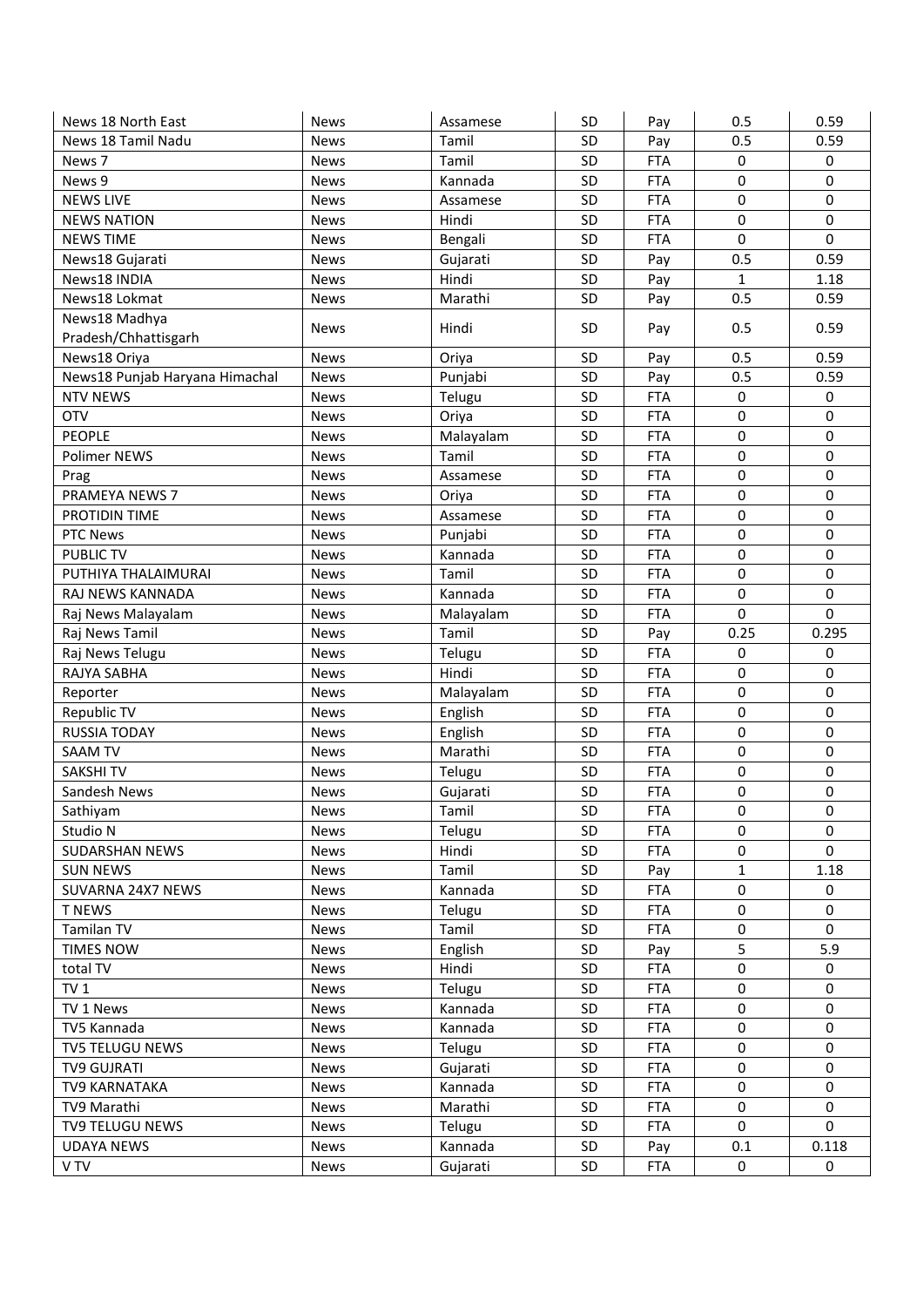| News 18 North East | News | Assamese | SD | Pay | 0.5 | 0.59 |
|---|---|---|---|---|---|---|
| News 18 Tamil Nadu | News | Tamil | SD | Pay | 0.5 | 0.59 |
| News 7 | News | Tamil | SD | FTA | 0 | 0 |
| News 9 | News | Kannada | SD | FTA | 0 | 0 |
| NEWS LIVE | News | Assamese | SD | FTA | 0 | 0 |
| NEWS NATION | News | Hindi | SD | FTA | 0 | 0 |
| NEWS TIME | News | Bengali | SD | FTA | 0 | 0 |
| News18 Gujarati | News | Gujarati | SD | Pay | 0.5 | 0.59 |
| News18 INDIA | News | Hindi | SD | Pay | 1 | 1.18 |
| News18 Lokmat | News | Marathi | SD | Pay | 0.5 | 0.59 |
| News18 Madhya Pradesh/Chhattisgarh | News | Hindi | SD | Pay | 0.5 | 0.59 |
| News18 Oriya | News | Oriya | SD | Pay | 0.5 | 0.59 |
| News18 Punjab Haryana Himachal | News | Punjabi | SD | Pay | 0.5 | 0.59 |
| NTV NEWS | News | Telugu | SD | FTA | 0 | 0 |
| OTV | News | Oriya | SD | FTA | 0 | 0 |
| PEOPLE | News | Malayalam | SD | FTA | 0 | 0 |
| Polimer NEWS | News | Tamil | SD | FTA | 0 | 0 |
| Prag | News | Assamese | SD | FTA | 0 | 0 |
| PRAMEYA NEWS 7 | News | Oriya | SD | FTA | 0 | 0 |
| PROTIDIN TIME | News | Assamese | SD | FTA | 0 | 0 |
| PTC News | News | Punjabi | SD | FTA | 0 | 0 |
| PUBLIC TV | News | Kannada | SD | FTA | 0 | 0 |
| PUTHIYA THALAIMURAI | News | Tamil | SD | FTA | 0 | 0 |
| RAJ NEWS KANNADA | News | Kannada | SD | FTA | 0 | 0 |
| Raj News Malayalam | News | Malayalam | SD | FTA | 0 | 0 |
| Raj News Tamil | News | Tamil | SD | Pay | 0.25 | 0.295 |
| Raj News Telugu | News | Telugu | SD | FTA | 0 | 0 |
| RAJYA SABHA | News | Hindi | SD | FTA | 0 | 0 |
| Reporter | News | Malayalam | SD | FTA | 0 | 0 |
| Republic TV | News | English | SD | FTA | 0 | 0 |
| RUSSIA TODAY | News | English | SD | FTA | 0 | 0 |
| SAAM TV | News | Marathi | SD | FTA | 0 | 0 |
| SAKSHI TV | News | Telugu | SD | FTA | 0 | 0 |
| Sandesh News | News | Gujarati | SD | FTA | 0 | 0 |
| Sathiyam | News | Tamil | SD | FTA | 0 | 0 |
| Studio N | News | Telugu | SD | FTA | 0 | 0 |
| SUDARSHAN NEWS | News | Hindi | SD | FTA | 0 | 0 |
| SUN NEWS | News | Tamil | SD | Pay | 1 | 1.18 |
| SUVARNA 24X7 NEWS | News | Kannada | SD | FTA | 0 | 0 |
| T NEWS | News | Telugu | SD | FTA | 0 | 0 |
| Tamilan TV | News | Tamil | SD | FTA | 0 | 0 |
| TIMES NOW | News | English | SD | Pay | 5 | 5.9 |
| total TV | News | Hindi | SD | FTA | 0 | 0 |
| TV 1 | News | Telugu | SD | FTA | 0 | 0 |
| TV 1 News | News | Kannada | SD | FTA | 0 | 0 |
| TV5 Kannada | News | Kannada | SD | FTA | 0 | 0 |
| TV5 TELUGU NEWS | News | Telugu | SD | FTA | 0 | 0 |
| TV9 GUJRATI | News | Gujarati | SD | FTA | 0 | 0 |
| TV9 KARNATAKA | News | Kannada | SD | FTA | 0 | 0 |
| TV9 Marathi | News | Marathi | SD | FTA | 0 | 0 |
| TV9 TELUGU NEWS | News | Telugu | SD | FTA | 0 | 0 |
| UDAYA NEWS | News | Kannada | SD | Pay | 0.1 | 0.118 |
| V TV | News | Gujarati | SD | FTA | 0 | 0 |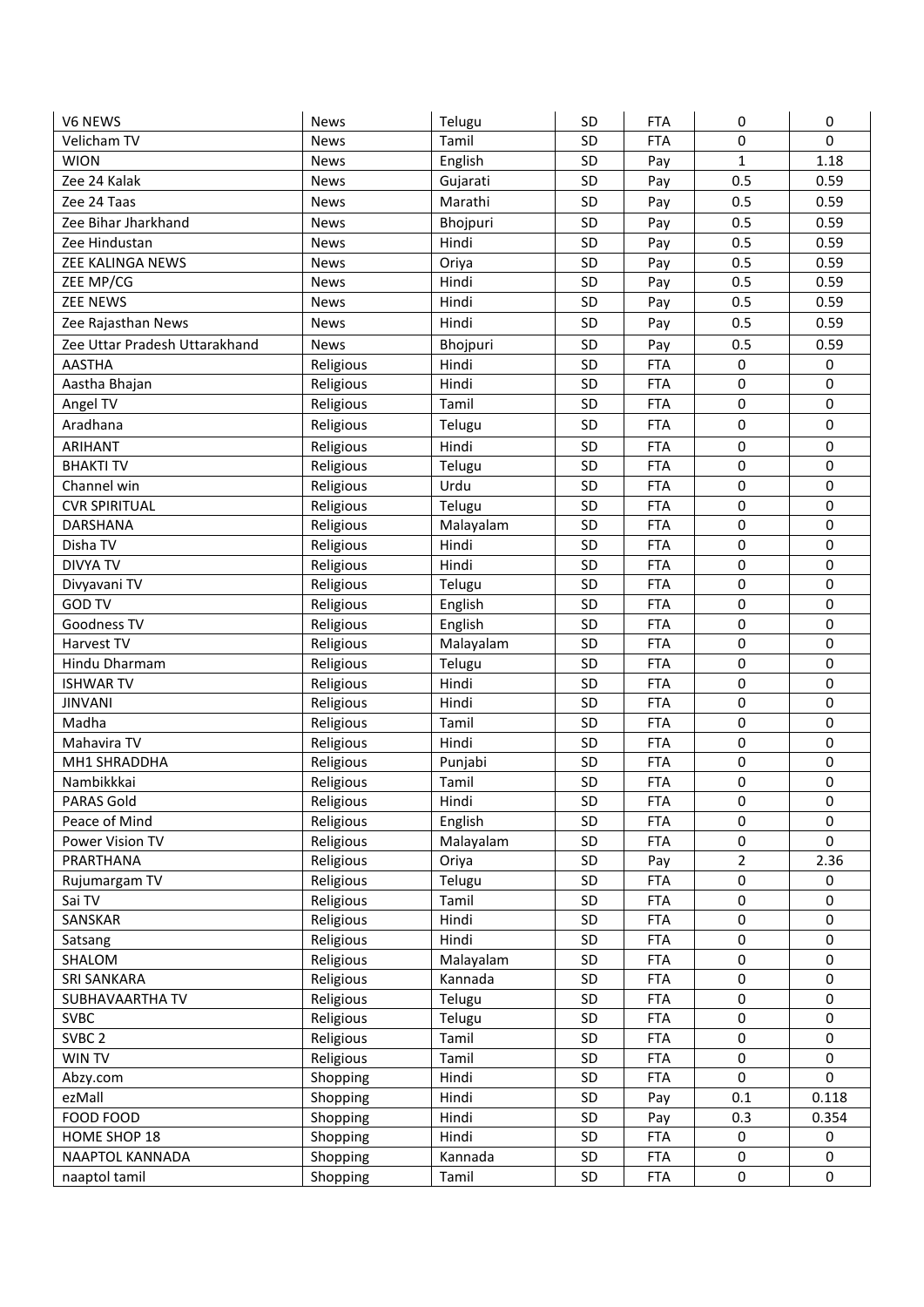| V6 NEWS | News | Telugu | SD | FTA | 0 | 0 |
|---|---|---|---|---|---|---|
| Velicham TV | News | Tamil | SD | FTA | 0 | 0 |
| WION | News | English | SD | Pay | 1 | 1.18 |
| Zee 24 Kalak | News | Gujarati | SD | Pay | 0.5 | 0.59 |
| Zee 24 Taas | News | Marathi | SD | Pay | 0.5 | 0.59 |
| Zee Bihar Jharkhand | News | Bhojpuri | SD | Pay | 0.5 | 0.59 |
| Zee Hindustan | News | Hindi | SD | Pay | 0.5 | 0.59 |
| ZEE KALINGA NEWS | News | Oriya | SD | Pay | 0.5 | 0.59 |
| ZEE MP/CG | News | Hindi | SD | Pay | 0.5 | 0.59 |
| ZEE NEWS | News | Hindi | SD | Pay | 0.5 | 0.59 |
| Zee Rajasthan News | News | Hindi | SD | Pay | 0.5 | 0.59 |
| Zee Uttar Pradesh Uttarakhand | News | Bhojpuri | SD | Pay | 0.5 | 0.59 |
| AASTHA | Religious | Hindi | SD | FTA | 0 | 0 |
| Aastha Bhajan | Religious | Hindi | SD | FTA | 0 | 0 |
| Angel TV | Religious | Tamil | SD | FTA | 0 | 0 |
| Aradhana | Religious | Telugu | SD | FTA | 0 | 0 |
| ARIHANT | Religious | Hindi | SD | FTA | 0 | 0 |
| BHAKTI TV | Religious | Telugu | SD | FTA | 0 | 0 |
| Channel win | Religious | Urdu | SD | FTA | 0 | 0 |
| CVR SPIRITUAL | Religious | Telugu | SD | FTA | 0 | 0 |
| DARSHANA | Religious | Malayalam | SD | FTA | 0 | 0 |
| Disha TV | Religious | Hindi | SD | FTA | 0 | 0 |
| DIVYA TV | Religious | Hindi | SD | FTA | 0 | 0 |
| Divyavani TV | Religious | Telugu | SD | FTA | 0 | 0 |
| GOD TV | Religious | English | SD | FTA | 0 | 0 |
| Goodness TV | Religious | English | SD | FTA | 0 | 0 |
| Harvest TV | Religious | Malayalam | SD | FTA | 0 | 0 |
| Hindu Dharmam | Religious | Telugu | SD | FTA | 0 | 0 |
| ISHWAR TV | Religious | Hindi | SD | FTA | 0 | 0 |
| JINVANI | Religious | Hindi | SD | FTA | 0 | 0 |
| Madha | Religious | Tamil | SD | FTA | 0 | 0 |
| Mahavira TV | Religious | Hindi | SD | FTA | 0 | 0 |
| MH1 SHRADDHA | Religious | Punjabi | SD | FTA | 0 | 0 |
| Nambikkkai | Religious | Tamil | SD | FTA | 0 | 0 |
| PARAS Gold | Religious | Hindi | SD | FTA | 0 | 0 |
| Peace of Mind | Religious | English | SD | FTA | 0 | 0 |
| Power Vision TV | Religious | Malayalam | SD | FTA | 0 | 0 |
| PRARTHANA | Religious | Oriya | SD | Pay | 2 | 2.36 |
| Rujumargam TV | Religious | Telugu | SD | FTA | 0 | 0 |
| Sai TV | Religious | Tamil | SD | FTA | 0 | 0 |
| SANSKAR | Religious | Hindi | SD | FTA | 0 | 0 |
| Satsang | Religious | Hindi | SD | FTA | 0 | 0 |
| SHALOM | Religious | Malayalam | SD | FTA | 0 | 0 |
| SRI SANKARA | Religious | Kannada | SD | FTA | 0 | 0 |
| SUBHAVAARTHA TV | Religious | Telugu | SD | FTA | 0 | 0 |
| SVBC | Religious | Telugu | SD | FTA | 0 | 0 |
| SVBC 2 | Religious | Tamil | SD | FTA | 0 | 0 |
| WIN TV | Religious | Tamil | SD | FTA | 0 | 0 |
| Abzy.com | Shopping | Hindi | SD | FTA | 0 | 0 |
| ezMall | Shopping | Hindi | SD | Pay | 0.1 | 0.118 |
| FOOD FOOD | Shopping | Hindi | SD | Pay | 0.3 | 0.354 |
| HOME SHOP 18 | Shopping | Hindi | SD | FTA | 0 | 0 |
| NAAPTOL KANNADA | Shopping | Kannada | SD | FTA | 0 | 0 |
| naaptol tamil | Shopping | Tamil | SD | FTA | 0 | 0 |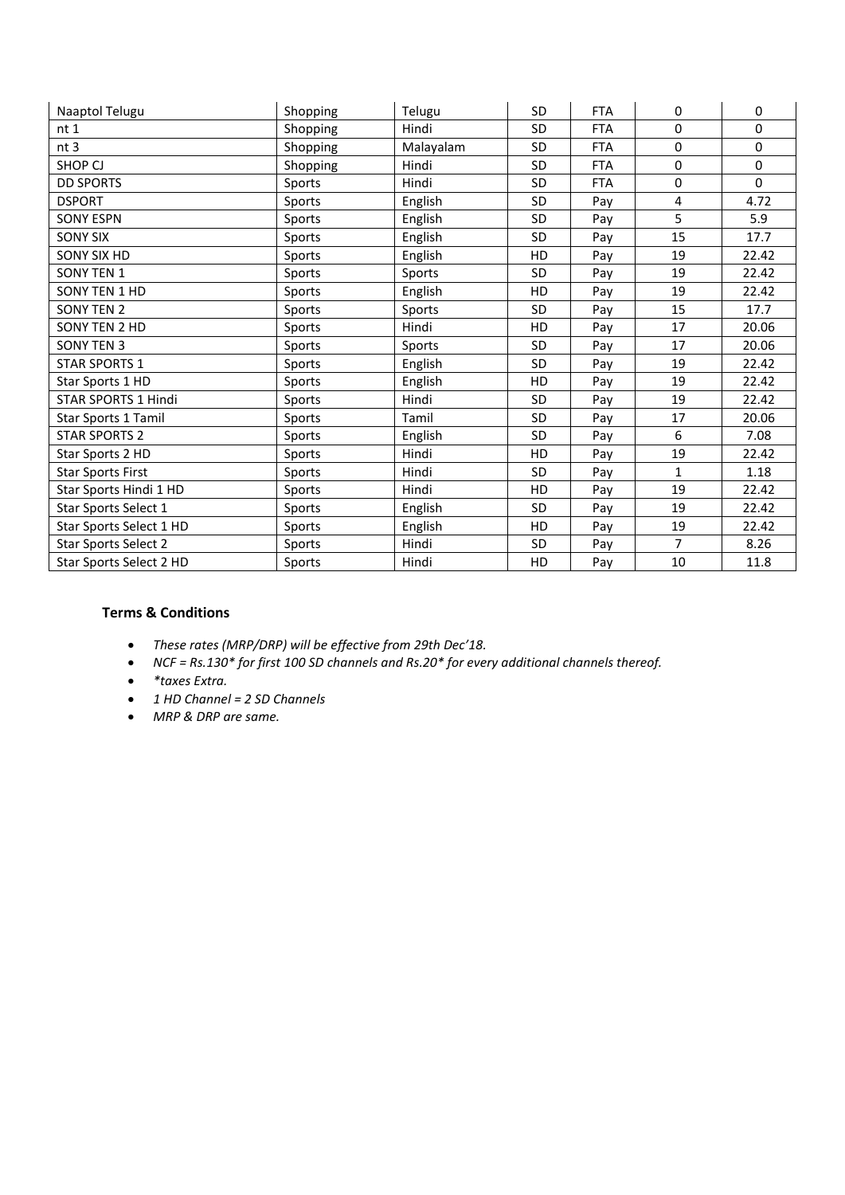| | | | | | | |
|---|---|---|---|---|---|---|
| Naaptol Telugu | Shopping | Telugu | SD | FTA | 0 | 0 |
| nt 1 | Shopping | Hindi | SD | FTA | 0 | 0 |
| nt 3 | Shopping | Malayalam | SD | FTA | 0 | 0 |
| SHOP CJ | Shopping | Hindi | SD | FTA | 0 | 0 |
| DD SPORTS | Sports | Hindi | SD | FTA | 0 | 0 |
| DSPORT | Sports | English | SD | Pay | 4 | 4.72 |
| SONY ESPN | Sports | English | SD | Pay | 5 | 5.9 |
| SONY SIX | Sports | English | SD | Pay | 15 | 17.7 |
| SONY SIX HD | Sports | English | HD | Pay | 19 | 22.42 |
| SONY TEN 1 | Sports | Sports | SD | Pay | 19 | 22.42 |
| SONY TEN 1 HD | Sports | English | HD | Pay | 19 | 22.42 |
| SONY TEN 2 | Sports | Sports | SD | Pay | 15 | 17.7 |
| SONY TEN 2 HD | Sports | Hindi | HD | Pay | 17 | 20.06 |
| SONY TEN 3 | Sports | Sports | SD | Pay | 17 | 20.06 |
| STAR SPORTS 1 | Sports | English | SD | Pay | 19 | 22.42 |
| Star Sports 1 HD | Sports | English | HD | Pay | 19 | 22.42 |
| STAR SPORTS 1 Hindi | Sports | Hindi | SD | Pay | 19 | 22.42 |
| Star Sports 1 Tamil | Sports | Tamil | SD | Pay | 17 | 20.06 |
| STAR SPORTS 2 | Sports | English | SD | Pay | 6 | 7.08 |
| Star Sports 2 HD | Sports | Hindi | HD | Pay | 19 | 22.42 |
| Star Sports First | Sports | Hindi | SD | Pay | 1 | 1.18 |
| Star Sports Hindi 1 HD | Sports | Hindi | HD | Pay | 19 | 22.42 |
| Star Sports Select 1 | Sports | English | SD | Pay | 19 | 22.42 |
| Star Sports Select 1 HD | Sports | English | HD | Pay | 19 | 22.42 |
| Star Sports Select 2 | Sports | Hindi | SD | Pay | 7 | 8.26 |
| Star Sports Select 2 HD | Sports | Hindi | HD | Pay | 10 | 11.8 |

**Terms & Conditions**

- *These rates (MRP/DRP) will be effective from 29th Dec'18.*
- *NCF = Rs.130* for first 100 SD channels and Rs.20* for every additional channels thereof.*
- *\*taxes Extra.*
- *1 HD Channel = 2 SD Channels*
- *MRP & DRP are same.*